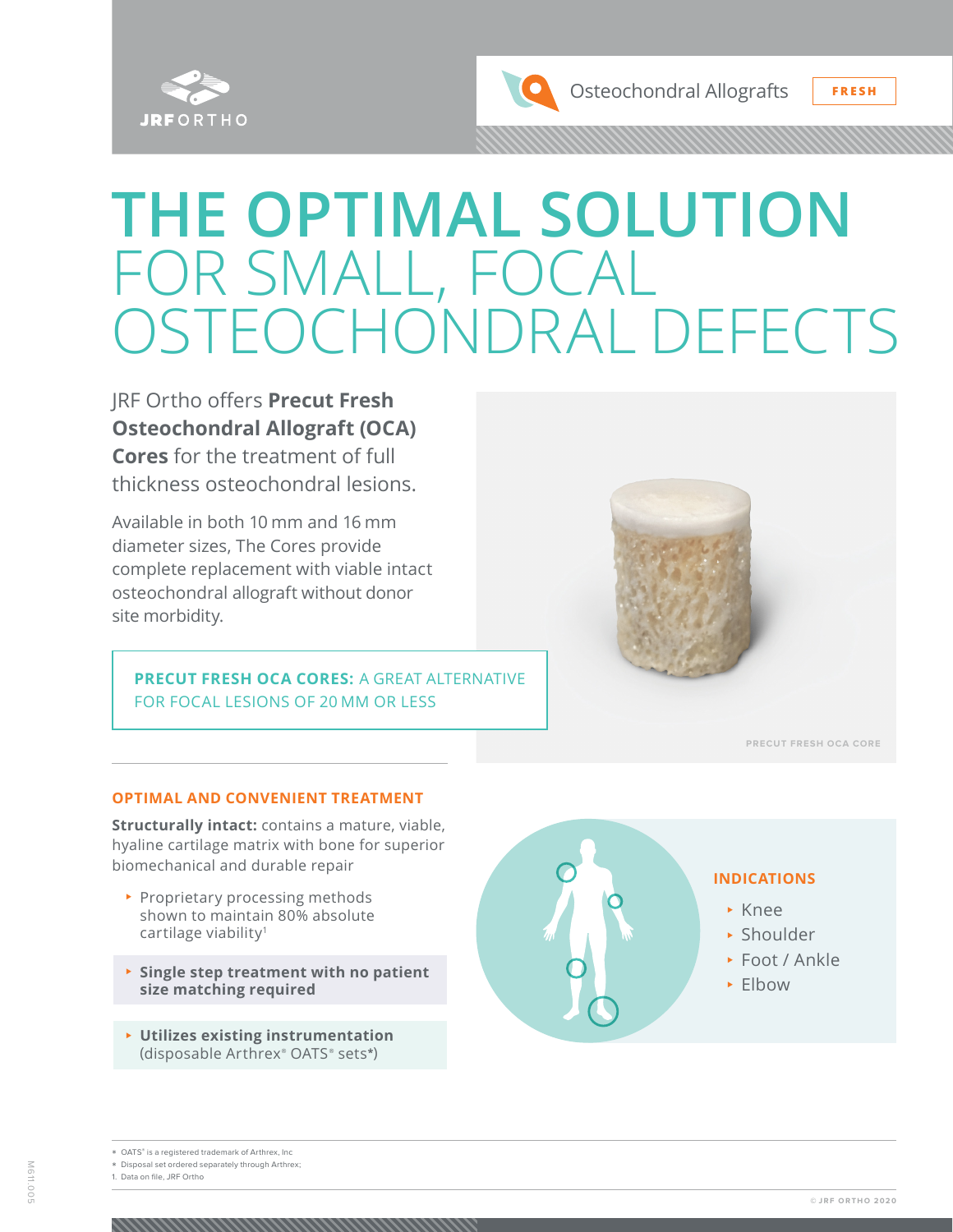JRF ORTHO

Osteochondral Allografts FRESH

# THE OPTIMAL SOLUTION FOR SMALL, FOCAL OSTEOCHONDRAL DEFECTS

JRF Ortho offers **Precut Fresh Osteochondral Allograft (OCA) Cores** for the treatment of full thickness osteochondral lesions.

Available in both 10 mm and 16 mm diameter sizes, The Cores provide complete replacement with viable intact osteochondral allograft without donor site morbidity.

**PRECUT FRESH OCA CORES:** A GREAT ALTERNATIVE FOR FOCAL LESIONS OF 20 MM OR LESS

PRECUT FRESH OCA CORE

## OPTIMAL AND CONVENIENT TREATMENT

**Structurally intact:** contains a mature, viable, hyaline cartilage matrix with bone for superior biomechanical and durable repair

- Proprietary processing methods shown to maintain 80% absolute cartilage viability[1]
- **Single step treatment with no patient size matching required**
- **Utilizes existing instrumentation** (disposable Arthrex® OATS® sets*)

## INDICATIONS

- Knee
- Shoulder
- Foot / Ankle
- Elbow

* OATS® is a registered trademark of Arthrex, Inc
* Disposal set ordered separately through Arthrex;
1. Data on file, JRF Ortho

© JRF ORTHO 2020

M611.005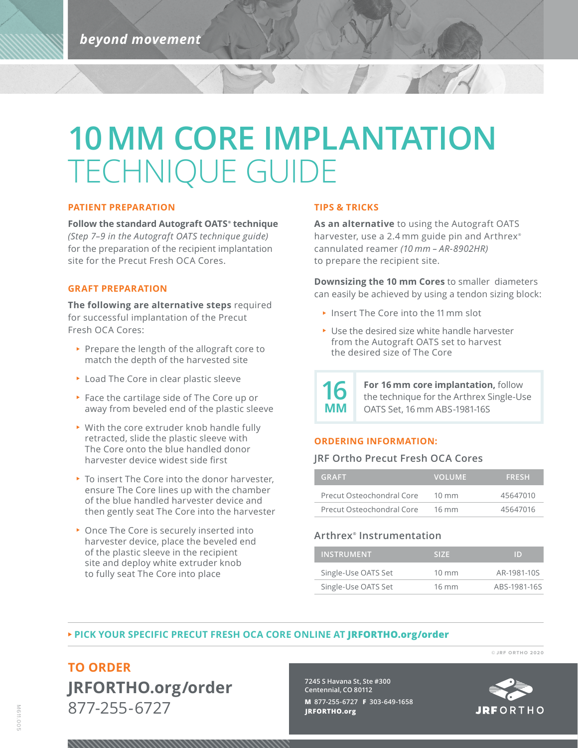beyond movement

# 10 MM CORE IMPLANTATION TECHNIQUE GUIDE

## PATIENT PREPARATION

**Follow the standard Autograft OATS® technique** *(Step 7–9 in the Autograft OATS technique guide)* for the preparation of the recipient implantation site for the Precut Fresh OCA Cores.

## GRAFT PREPARATION

**The following are alternative steps** required for successful implantation of the Precut Fresh OCA Cores:

- Prepare the length of the allograft core to match the depth of the harvested site
- Load The Core in clear plastic sleeve
- Face the cartilage side of The Core up or away from beveled end of the plastic sleeve
- With the core extruder knob handle fully retracted, slide the plastic sleeve with The Core onto the blue handled donor harvester device widest side first
- To insert The Core into the donor harvester, ensure The Core lines up with the chamber of the blue handled harvester device and then gently seat The Core into the harvester
- Once The Core is securely inserted into harvester device, place the beveled end of the plastic sleeve in the recipient site and deploy white extruder knob to fully seat The Core into place

## TIPS & TRICKS

**As an alternative** to using the Autograft OATS harvester, use a 2.4 mm guide pin and Arthrex® cannulated reamer *(10 mm – AR-8902HR)* to prepare the recipient site.

**Downsizing the 10 mm Cores** to smaller diameters can easily be achieved by using a tendon sizing block:

- Insert The Core into the 11 mm slot
- Use the desired size white handle harvester from the Autograft OATS set to harvest the desired size of The Core

**16 MM**

**For 16 mm core implantation,** follow the technique for the Arthrex Single-Use OATS Set, 16 mm ABS-1981-16S

## ORDERING INFORMATION:

### JRF Ortho Precut Fresh OCA Cores

| GRAFT | VOLUME | FRESH |
|---|---|---|
| Precut Osteochondral Core | 10 mm | 45647010 |
| Precut Osteochondral Core | 16 mm | 45647016 |

### Arthrex® Instrumentation

| INSTRUMENT | SIZE | ID |
|---|---|---|
| Single-Use OATS Set | 10 mm | AR-1981-10S |
| Single-Use OATS Set | 16 mm | ABS-1981-16S |

▸ **PICK YOUR SPECIFIC PRECUT FRESH OCA CORE ONLINE AT JRFORTHO.org/order**

© JRF ORTHO 2020

## TO ORDER

**JRFORTHO.org/order**
877-255-6727

7245 S Havana St, Ste #300
Centennial, CO 80112
**M** 877-255-6727 **F** 303-649-1658
**JRFORTHO.org**

JRFORTHO

M611.005